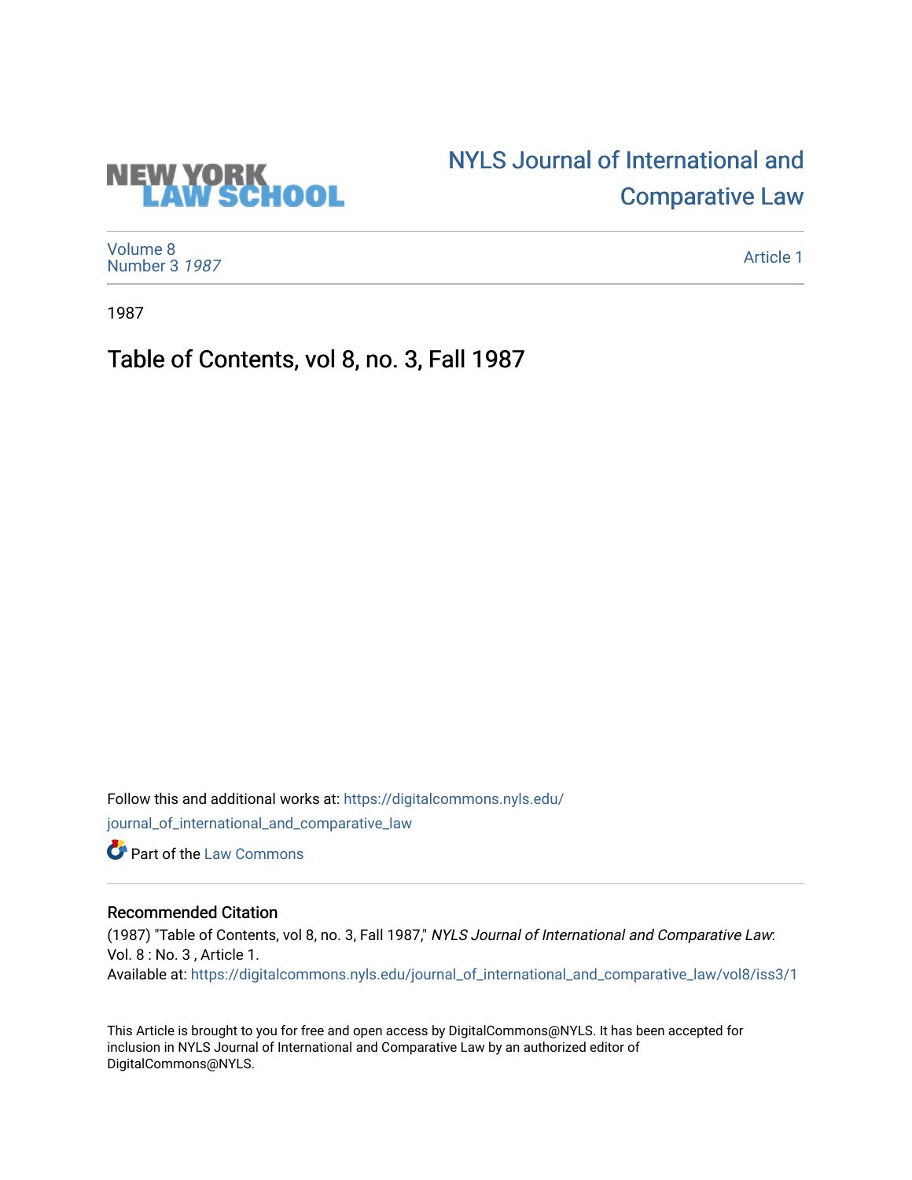NEW YORK LAW SCHOOL

# NYLS Journal of International and Comparative Law

Volume 8
Number 3 *1987*

Article 1

1987

## Table of Contents, vol 8, no. 3, Fall 1987

Follow this and additional works at: https://digitalcommons.nyls.edu/journal_of_international_and_comparative_law

Part of the Law Commons

### Recommended Citation

(1987) "Table of Contents, vol 8, no. 3, Fall 1987," *NYLS Journal of International and Comparative Law*: Vol. 8 : No. 3 , Article 1.
Available at: https://digitalcommons.nyls.edu/journal_of_international_and_comparative_law/vol8/iss3/1

This Article is brought to you for free and open access by DigitalCommons@NYLS. It has been accepted for inclusion in NYLS Journal of International and Comparative Law by an authorized editor of DigitalCommons@NYLS.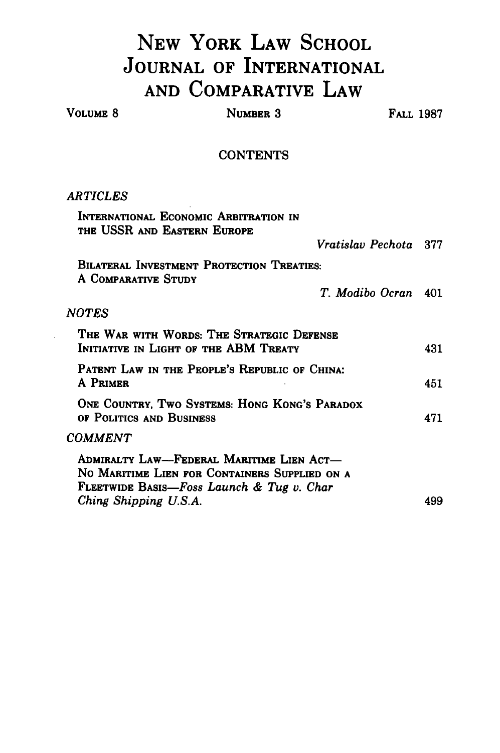# NEW YORK LAW SCHOOL JOURNAL OF INTERNATIONAL AND COMPARATIVE LAW

VOLUME 8 NUMBER 3 FALL 1987

## CONTENTS

### *ARTICLES*

INTERNATIONAL ECONOMIC ARBITRATION IN THE USSR AND EASTERN EUROPE
*Vratislav Pechota* 377

BILATERAL INVESTMENT PROTECTION TREATIES: A COMPARATIVE STUDY
*T. Modibo Ocran* 401

### *NOTES*

THE WAR WITH WORDS: THE STRATEGIC DEFENSE INITIATIVE IN LIGHT OF THE ABM TREATY 431

PATENT LAW IN THE PEOPLE'S REPUBLIC OF CHINA: A PRIMER 451

ONE COUNTRY, TWO SYSTEMS: HONG KONG'S PARADOX OF POLITICS AND BUSINESS 471

### *COMMENT*

ADMIRALTY LAW—FEDERAL MARITIME LIEN ACT—NO MARITIME LIEN FOR CONTAINERS SUPPLIED ON A FLEETWIDE BASIS—*Foss Launch & Tug v. Char Ching Shipping U.S.A.* 499